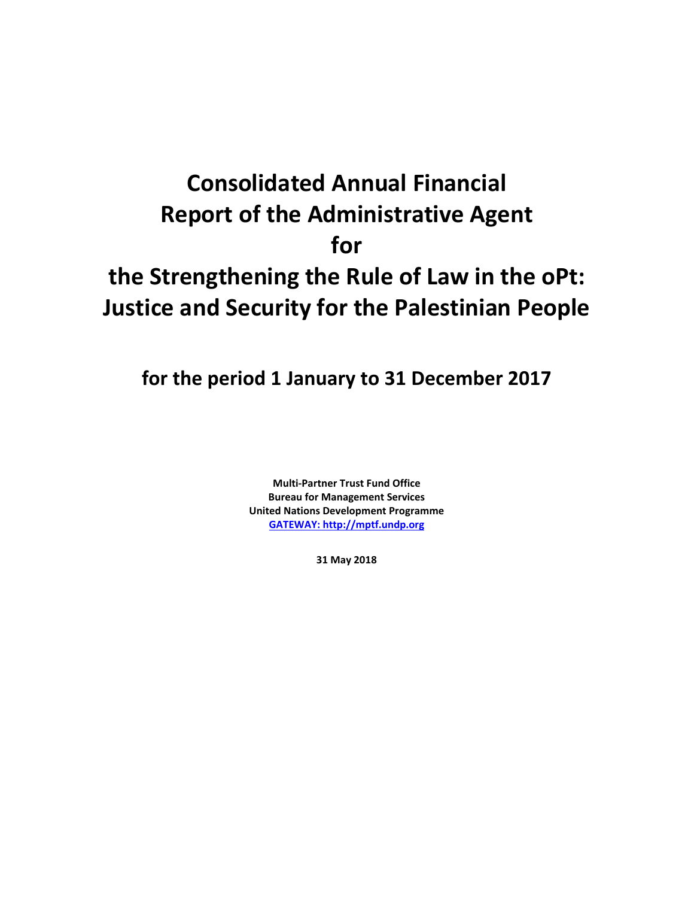# Consolidated Annual Financial Report of the Administrative Agent for the Strengthening the Rule of Law in the oPt: Justice and Security for the Palestinian People

## for the period 1 January to 31 December 2017

**Multi-Partner Trust Fund Office**
**Bureau for Management Services**
**United Nations Development Programme**
**GATEWAY: http://mptf.undp.org**

**31 May 2018**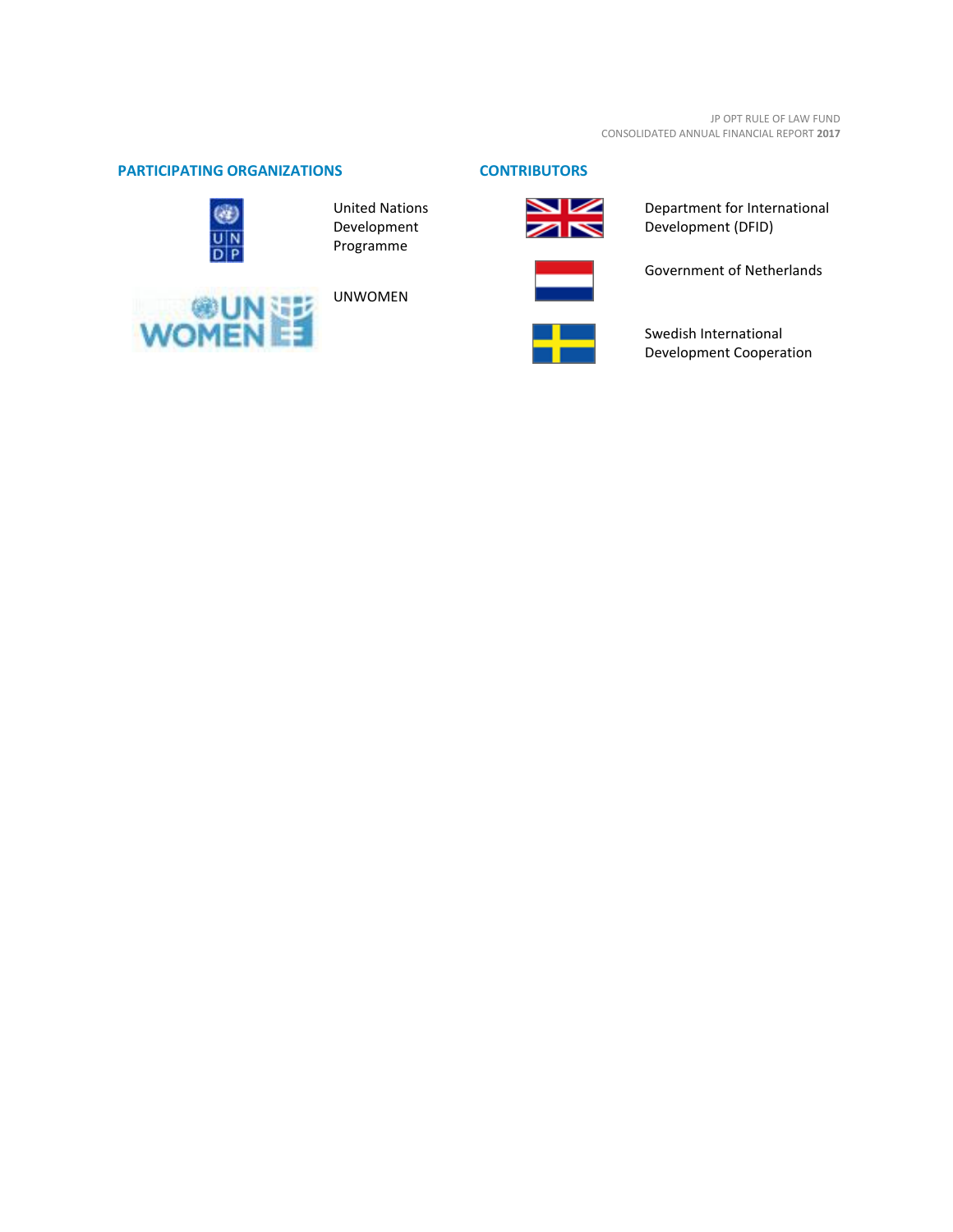## PARTICIPATING ORGANIZATIONS

United Nations Development Programme

UNWOMEN

## CONTRIBUTORS

Department for International Development (DFID)

Government of Netherlands

Swedish International Development Cooperation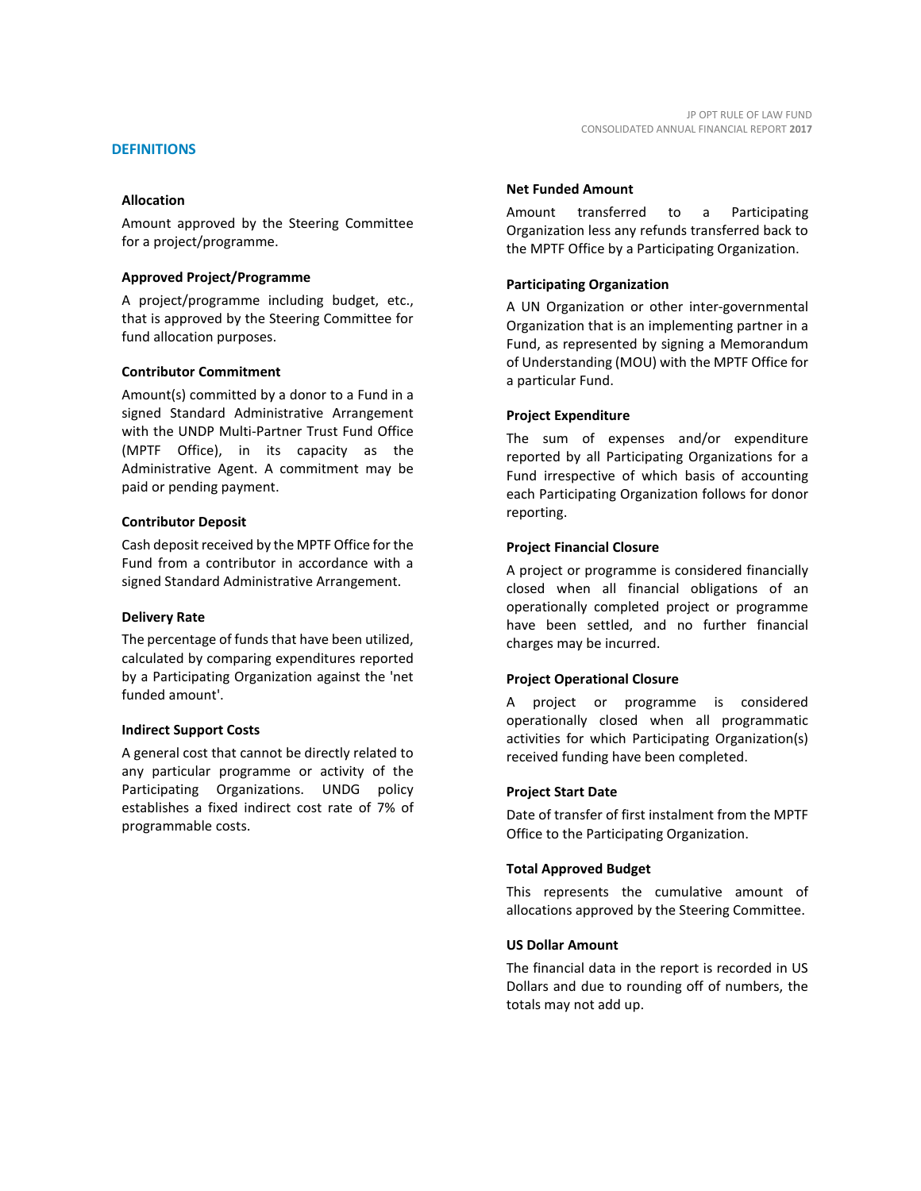## DEFINITIONS

**Allocation**

Amount approved by the Steering Committee for a project/programme.

**Approved Project/Programme**

A project/programme including budget, etc., that is approved by the Steering Committee for fund allocation purposes.

**Contributor Commitment**

Amount(s) committed by a donor to a Fund in a signed Standard Administrative Arrangement with the UNDP Multi-Partner Trust Fund Office (MPTF Office), in its capacity as the Administrative Agent. A commitment may be paid or pending payment.

**Contributor Deposit**

Cash deposit received by the MPTF Office for the Fund from a contributor in accordance with a signed Standard Administrative Arrangement.

**Delivery Rate**

The percentage of funds that have been utilized, calculated by comparing expenditures reported by a Participating Organization against the 'net funded amount'.

**Indirect Support Costs**

A general cost that cannot be directly related to any particular programme or activity of the Participating Organizations. UNDG policy establishes a fixed indirect cost rate of 7% of programmable costs.

**Net Funded Amount**

Amount transferred to a Participating Organization less any refunds transferred back to the MPTF Office by a Participating Organization.

**Participating Organization**

A UN Organization or other inter-governmental Organization that is an implementing partner in a Fund, as represented by signing a Memorandum of Understanding (MOU) with the MPTF Office for a particular Fund.

**Project Expenditure**

The sum of expenses and/or expenditure reported by all Participating Organizations for a Fund irrespective of which basis of accounting each Participating Organization follows for donor reporting.

**Project Financial Closure**

A project or programme is considered financially closed when all financial obligations of an operationally completed project or programme have been settled, and no further financial charges may be incurred.

**Project Operational Closure**

A project or programme is considered operationally closed when all programmatic activities for which Participating Organization(s) received funding have been completed.

**Project Start Date**

Date of transfer of first instalment from the MPTF Office to the Participating Organization.

**Total Approved Budget**

This represents the cumulative amount of allocations approved by the Steering Committee.

**US Dollar Amount**

The financial data in the report is recorded in US Dollars and due to rounding off of numbers, the totals may not add up.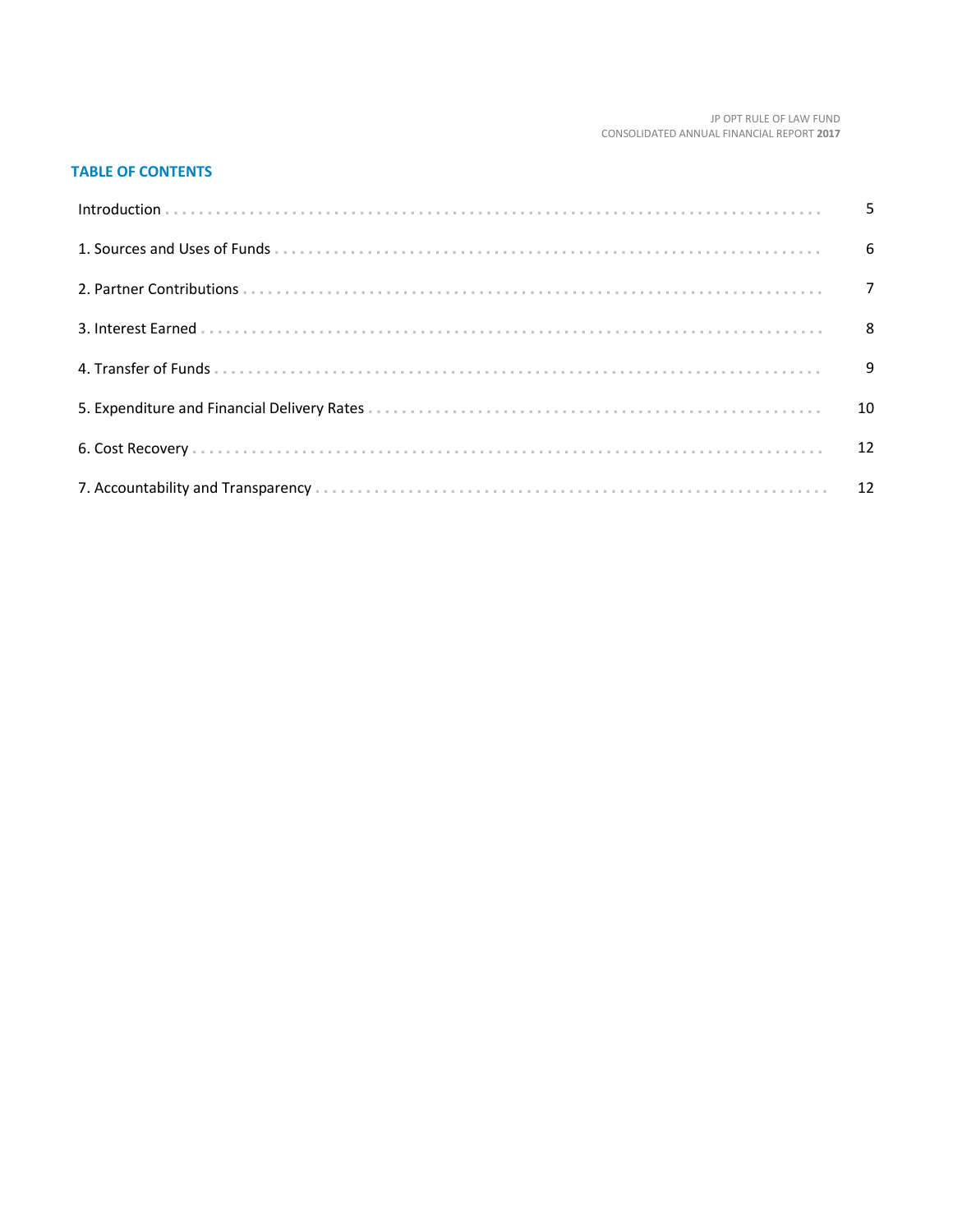## TABLE OF CONTENTS

| | |
|---|---|
| Introduction | 5 |
| 1. Sources and Uses of Funds | 6 |
| 2. Partner Contributions | 7 |
| 3. Interest Earned | 8 |
| 4. Transfer of Funds | 9 |
| 5. Expenditure and Financial Delivery Rates | 10 |
| 6. Cost Recovery | 12 |
| 7. Accountability and Transparency | 12 |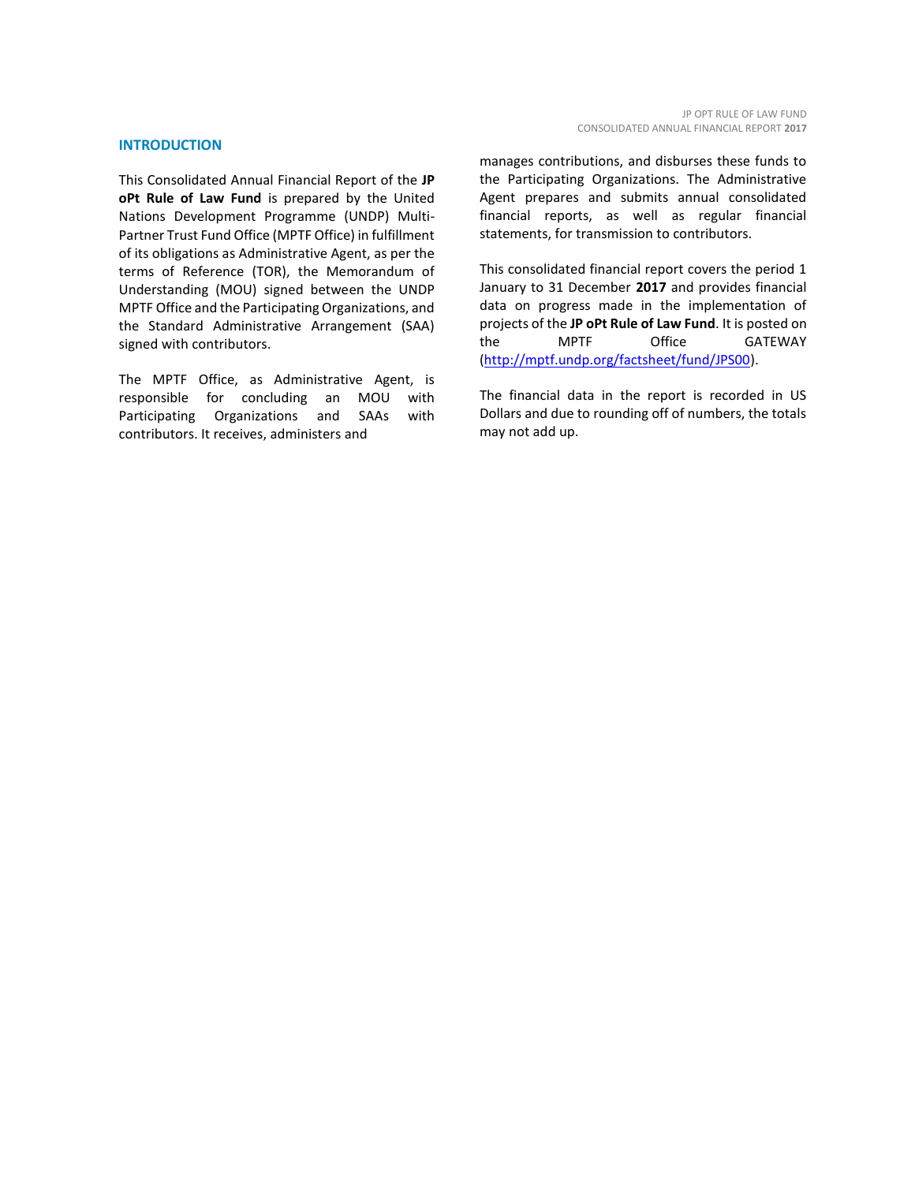## INTRODUCTION

This Consolidated Annual Financial Report of the **JP oPt Rule of Law Fund** is prepared by the United Nations Development Programme (UNDP) Multi-Partner Trust Fund Office (MPTF Office) in fulfillment of its obligations as Administrative Agent, as per the terms of Reference (TOR), the Memorandum of Understanding (MOU) signed between the UNDP MPTF Office and the Participating Organizations, and the Standard Administrative Arrangement (SAA) signed with contributors.

The MPTF Office, as Administrative Agent, is responsible for concluding an MOU with Participating Organizations and SAAs with contributors. It receives, administers and manages contributions, and disburses these funds to the Participating Organizations. The Administrative Agent prepares and submits annual consolidated financial reports, as well as regular financial statements, for transmission to contributors.

This consolidated financial report covers the period 1 January to 31 December **2017** and provides financial data on progress made in the implementation of projects of the **JP oPt Rule of Law Fund**. It is posted on the MPTF Office GATEWAY (http://mptf.undp.org/factsheet/fund/JPS00).

The financial data in the report is recorded in US Dollars and due to rounding off of numbers, the totals may not add up.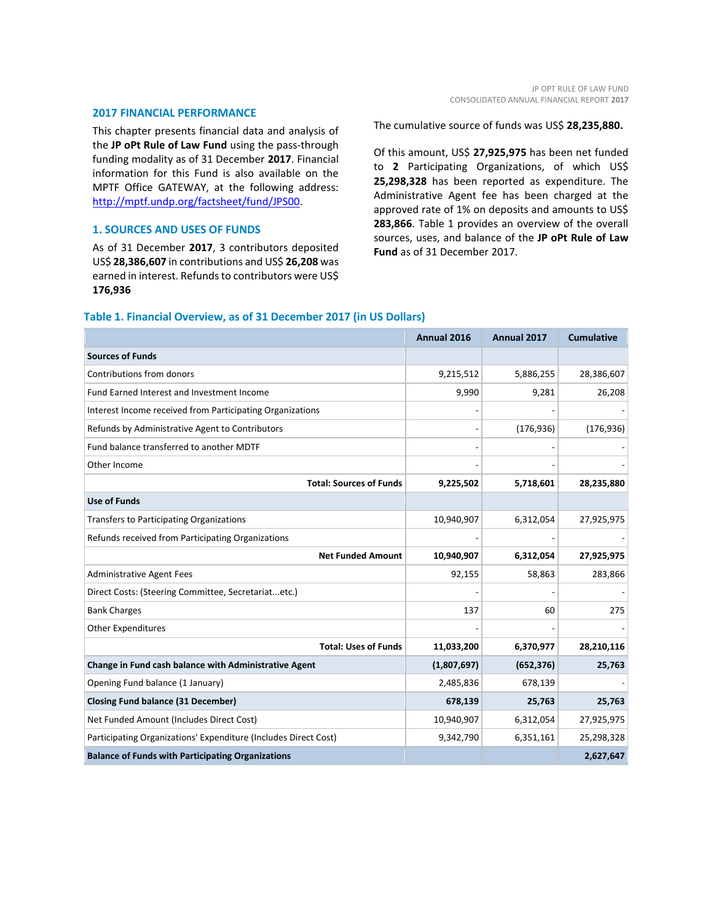## 2017 FINANCIAL PERFORMANCE

This chapter presents financial data and analysis of the **JP oPt Rule of Law Fund** using the pass-through funding modality as of 31 December **2017**. Financial information for this Fund is also available on the MPTF Office GATEWAY, at the following address: [http://mptf.undp.org/factsheet/fund/JPS00](http://mptf.undp.org/factsheet/fund/JPS00).

### 1. SOURCES AND USES OF FUNDS

As of 31 December **2017**, 3 contributors deposited US$ **28,386,607** in contributions and US$ **26,208** was earned in interest. Refunds to contributors were US$ **176,936**

The cumulative source of funds was US$ **28,235,880.**

Of this amount, US$ **27,925,975** has been net funded to **2** Participating Organizations, of which US$ **25,298,328** has been reported as expenditure. The Administrative Agent fee has been charged at the approved rate of 1% on deposits and amounts to US$ **283,866**. Table 1 provides an overview of the overall sources, uses, and balance of the **JP oPt Rule of Law Fund** as of 31 December 2017.

### Table 1. Financial Overview, as of 31 December 2017 (in US Dollars)

| | Annual 2016 | Annual 2017 | Cumulative |
|---|---|---|---|
| **Sources of Funds** | | | |
| Contributions from donors | 9,215,512 | 5,886,255 | 28,386,607 |
| Fund Earned Interest and Investment Income | 9,990 | 9,281 | 26,208 |
| Interest Income received from Participating Organizations | - | - | - |
| Refunds by Administrative Agent to Contributors | - | (176,936) | (176,936) |
| Fund balance transferred to another MDTF | - | - | - |
| Other Income | - | - | - |
| **Total: Sources of Funds** | **9,225,502** | **5,718,601** | **28,235,880** |
| **Use of Funds** | | | |
| Transfers to Participating Organizations | 10,940,907 | 6,312,054 | 27,925,975 |
| Refunds received from Participating Organizations | - | - | - |
| **Net Funded Amount** | **10,940,907** | **6,312,054** | **27,925,975** |
| Administrative Agent Fees | 92,155 | 58,863 | 283,866 |
| Direct Costs: (Steering Committee, Secretariat...etc.) | - | - | - |
| Bank Charges | 137 | 60 | 275 |
| Other Expenditures | - | - | - |
| **Total: Uses of Funds** | **11,033,200** | **6,370,977** | **28,210,116** |
| **Change in Fund cash balance with Administrative Agent** | **(1,807,697)** | **(652,376)** | **25,763** |
| Opening Fund balance (1 January) | 2,485,836 | 678,139 | - |
| **Closing Fund balance (31 December)** | **678,139** | **25,763** | **25,763** |
| Net Funded Amount (Includes Direct Cost) | 10,940,907 | 6,312,054 | 27,925,975 |
| Participating Organizations' Expenditure (Includes Direct Cost) | 9,342,790 | 6,351,161 | 25,298,328 |
| **Balance of Funds with Participating Organizations** | | | **2,627,647** |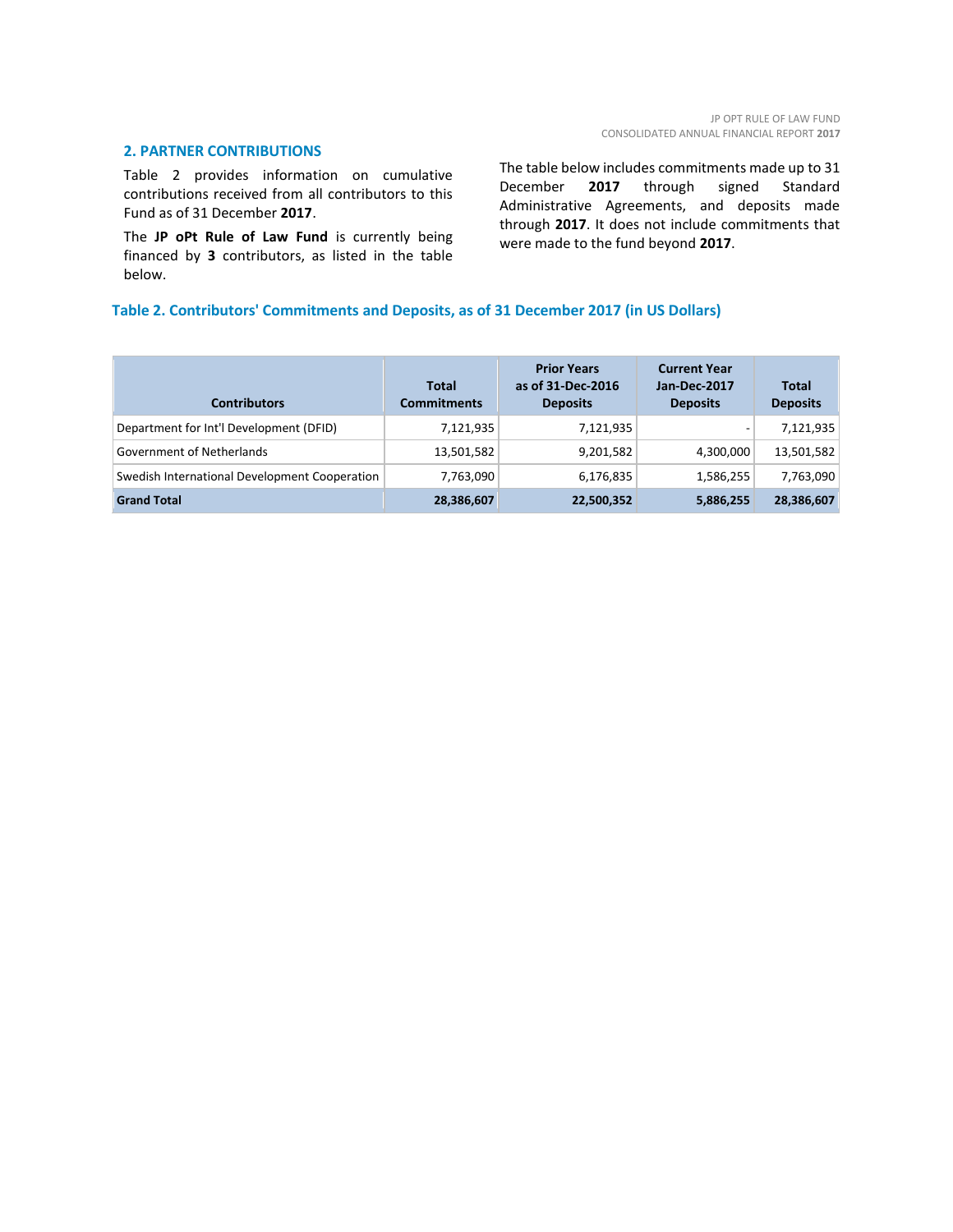## 2. PARTNER CONTRIBUTIONS

Table 2 provides information on cumulative contributions received from all contributors to this Fund as of 31 December **2017**.

The **JP oPt Rule of Law Fund** is currently being financed by **3** contributors, as listed in the table below.

The table below includes commitments made up to 31 December **2017** through signed Standard Administrative Agreements, and deposits made through **2017**. It does not include commitments that were made to the fund beyond **2017**.

### Table 2. Contributors' Commitments and Deposits, as of 31 December 2017 (in US Dollars)

| Contributors | Total Commitments | Prior Years as of 31-Dec-2016 Deposits | Current Year Jan-Dec-2017 Deposits | Total Deposits |
|---|---|---|---|---|
| Department for Int'l Development (DFID) | 7,121,935 | 7,121,935 | - | 7,121,935 |
| Government of Netherlands | 13,501,582 | 9,201,582 | 4,300,000 | 13,501,582 |
| Swedish International Development Cooperation | 7,763,090 | 6,176,835 | 1,586,255 | 7,763,090 |
| **Grand Total** | **28,386,607** | **22,500,352** | **5,886,255** | **28,386,607** |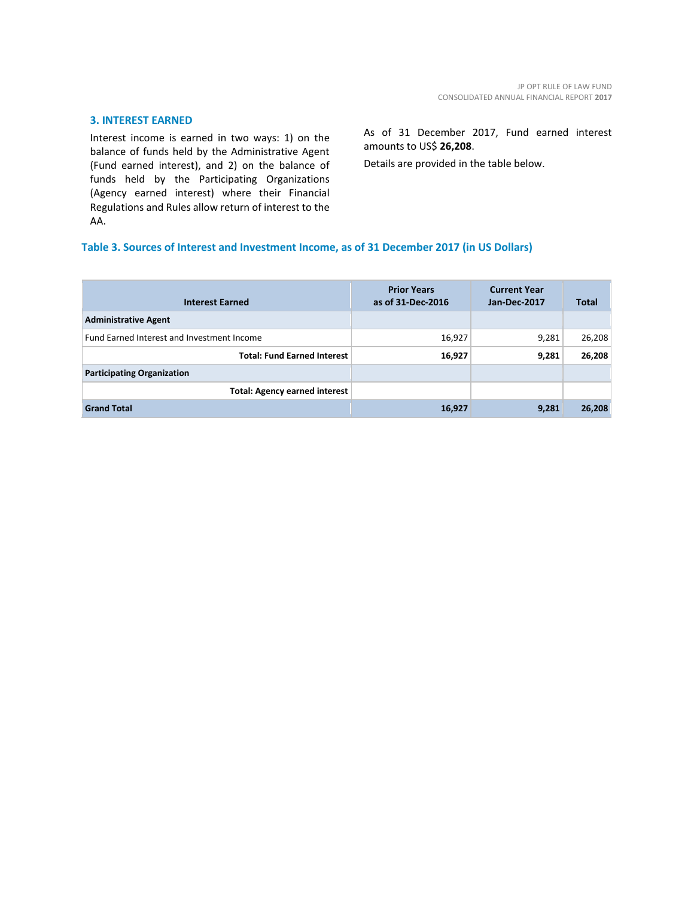## 3. INTEREST EARNED

Interest income is earned in two ways: 1) on the balance of funds held by the Administrative Agent (Fund earned interest), and 2) on the balance of funds held by the Participating Organizations (Agency earned interest) where their Financial Regulations and Rules allow return of interest to the AA.

As of 31 December 2017, Fund earned interest amounts to US$ **26,208**.

Details are provided in the table below.

### Table 3. Sources of Interest and Investment Income, as of 31 December 2017 (in US Dollars)

| Interest Earned | Prior Years as of 31-Dec-2016 | Current Year Jan-Dec-2017 | Total |
|---|---|---|---|
| **Administrative Agent** | | | |
| Fund Earned Interest and Investment Income | 16,927 | 9,281 | 26,208 |
| **Total: Fund Earned Interest** | **16,927** | **9,281** | **26,208** |
| **Participating Organization** | | | |
| **Total: Agency earned interest** | | | |
| **Grand Total** | **16,927** | **9,281** | **26,208** |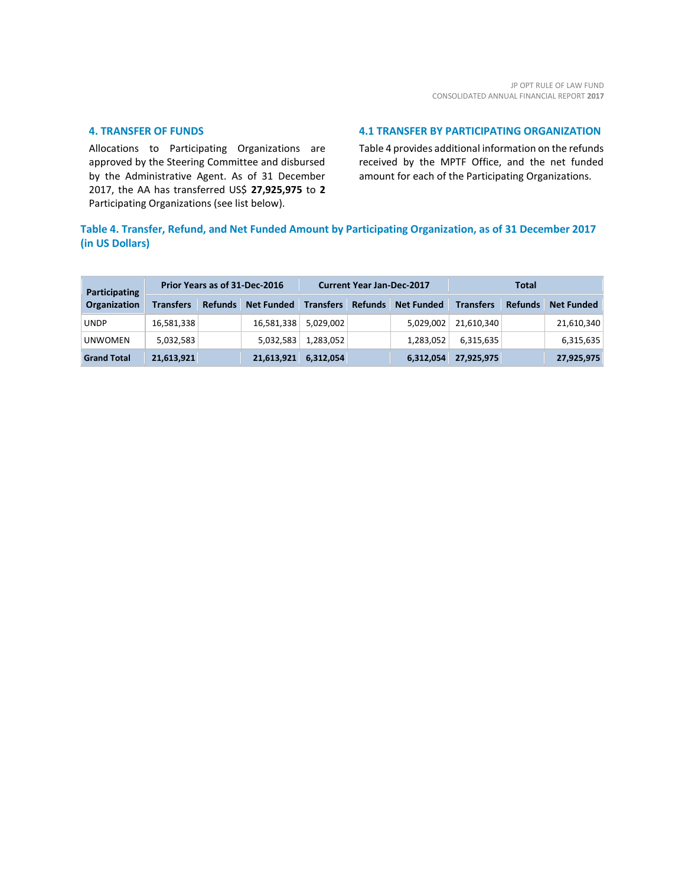## 4. TRANSFER OF FUNDS

Allocations to Participating Organizations are approved by the Steering Committee and disbursed by the Administrative Agent. As of 31 December 2017, the AA has transferred US$ **27,925,975** to **2** Participating Organizations (see list below).

## 4.1 TRANSFER BY PARTICIPATING ORGANIZATION

Table 4 provides additional information on the refunds received by the MPTF Office, and the net funded amount for each of the Participating Organizations.

### Table 4. Transfer, Refund, and Net Funded Amount by Participating Organization, as of 31 December 2017 (in US Dollars)

| Participating Organization | Prior Years as of 31-Dec-2016 | | | Current Year Jan-Dec-2017 | | | Total | | |
|---|---|---|---|---|---|---|---|---|---|
| | Transfers | Refunds | Net Funded | Transfers | Refunds | Net Funded | Transfers | Refunds | Net Funded |
| UNDP | 16,581,338 | | 16,581,338 | 5,029,002 | | 5,029,002 | 21,610,340 | | 21,610,340 |
| UNWOMEN | 5,032,583 | | 5,032,583 | 1,283,052 | | 1,283,052 | 6,315,635 | | 6,315,635 |
| **Grand Total** | **21,613,921** | | **21,613,921** | **6,312,054** | | **6,312,054** | **27,925,975** | | **27,925,975** |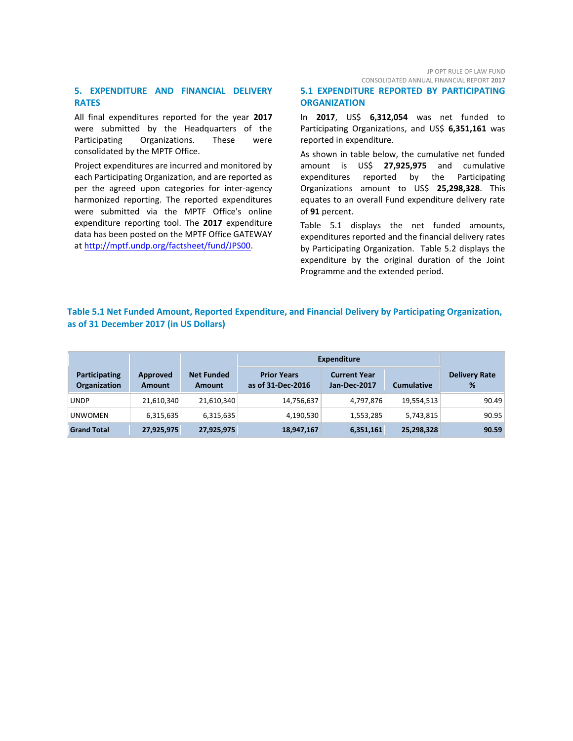## 5. EXPENDITURE AND FINANCIAL DELIVERY RATES

All final expenditures reported for the year **2017** were submitted by the Headquarters of the Participating Organizations. These were consolidated by the MPTF Office.

Project expenditures are incurred and monitored by each Participating Organization, and are reported as per the agreed upon categories for inter-agency harmonized reporting. The reported expenditures were submitted via the MPTF Office's online expenditure reporting tool. The **2017** expenditure data has been posted on the MPTF Office GATEWAY at http://mptf.undp.org/factsheet/fund/JPS00.

### 5.1 EXPENDITURE REPORTED BY PARTICIPATING ORGANIZATION

In **2017**, US$ **6,312,054** was net funded to Participating Organizations, and US$ **6,351,161** was reported in expenditure.

As shown in table below, the cumulative net funded amount is US$ **27,925,975** and cumulative expenditures reported by the Participating Organizations amount to US$ **25,298,328**. This equates to an overall Fund expenditure delivery rate of **91** percent.

Table 5.1 displays the net funded amounts, expenditures reported and the financial delivery rates by Participating Organization. Table 5.2 displays the expenditure by the original duration of the Joint Programme and the extended period.

**Table 5.1 Net Funded Amount, Reported Expenditure, and Financial Delivery by Participating Organization, as of 31 December 2017 (in US Dollars)**

| Participating Organization | Approved Amount | Net Funded Amount | Expenditure | | | Delivery Rate % |
|---|---|---|---|---|---|---|
| | | | Prior Years as of 31-Dec-2016 | Current Year Jan-Dec-2017 | Cumulative | |
| UNDP | 21,610,340 | 21,610,340 | 14,756,637 | 4,797,876 | 19,554,513 | 90.49 |
| UNWOMEN | 6,315,635 | 6,315,635 | 4,190,530 | 1,553,285 | 5,743,815 | 90.95 |
| **Grand Total** | **27,925,975** | **27,925,975** | **18,947,167** | **6,351,161** | **25,298,328** | **90.59** |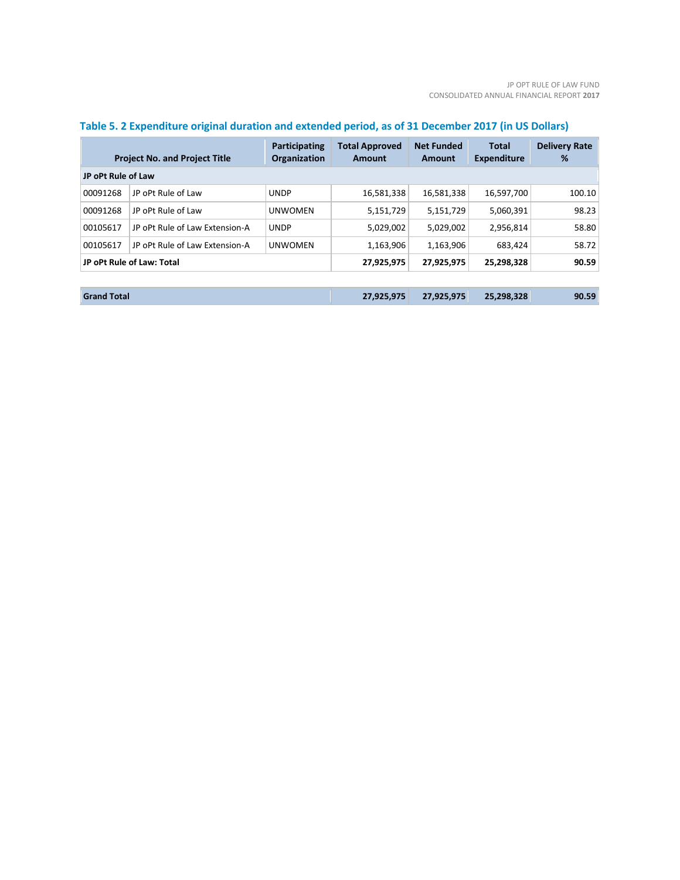### Table 5. 2 Expenditure original duration and extended period, as of 31 December 2017 (in US Dollars)

| Project No. and Project Title | | Participating Organization | Total Approved Amount | Net Funded Amount | Total Expenditure | Delivery Rate % |
|---|---|---|---|---|---|---|
| **JP oPt Rule of Law** | | | | | | |
| 00091268 | JP oPt Rule of Law | UNDP | 16,581,338 | 16,581,338 | 16,597,700 | 100.10 |
| 00091268 | JP oPt Rule of Law | UNWOMEN | 5,151,729 | 5,151,729 | 5,060,391 | 98.23 |
| 00105617 | JP oPt Rule of Law Extension-A | UNDP | 5,029,002 | 5,029,002 | 2,956,814 | 58.80 |
| 00105617 | JP oPt Rule of Law Extension-A | UNWOMEN | 1,163,906 | 1,163,906 | 683,424 | 58.72 |
| **JP oPt Rule of Law: Total** | | | **27,925,975** | **27,925,975** | **25,298,328** | **90.59** |
| | | | | | | |
| **Grand Total** | | | **27,925,975** | **27,925,975** | **25,298,328** | **90.59** |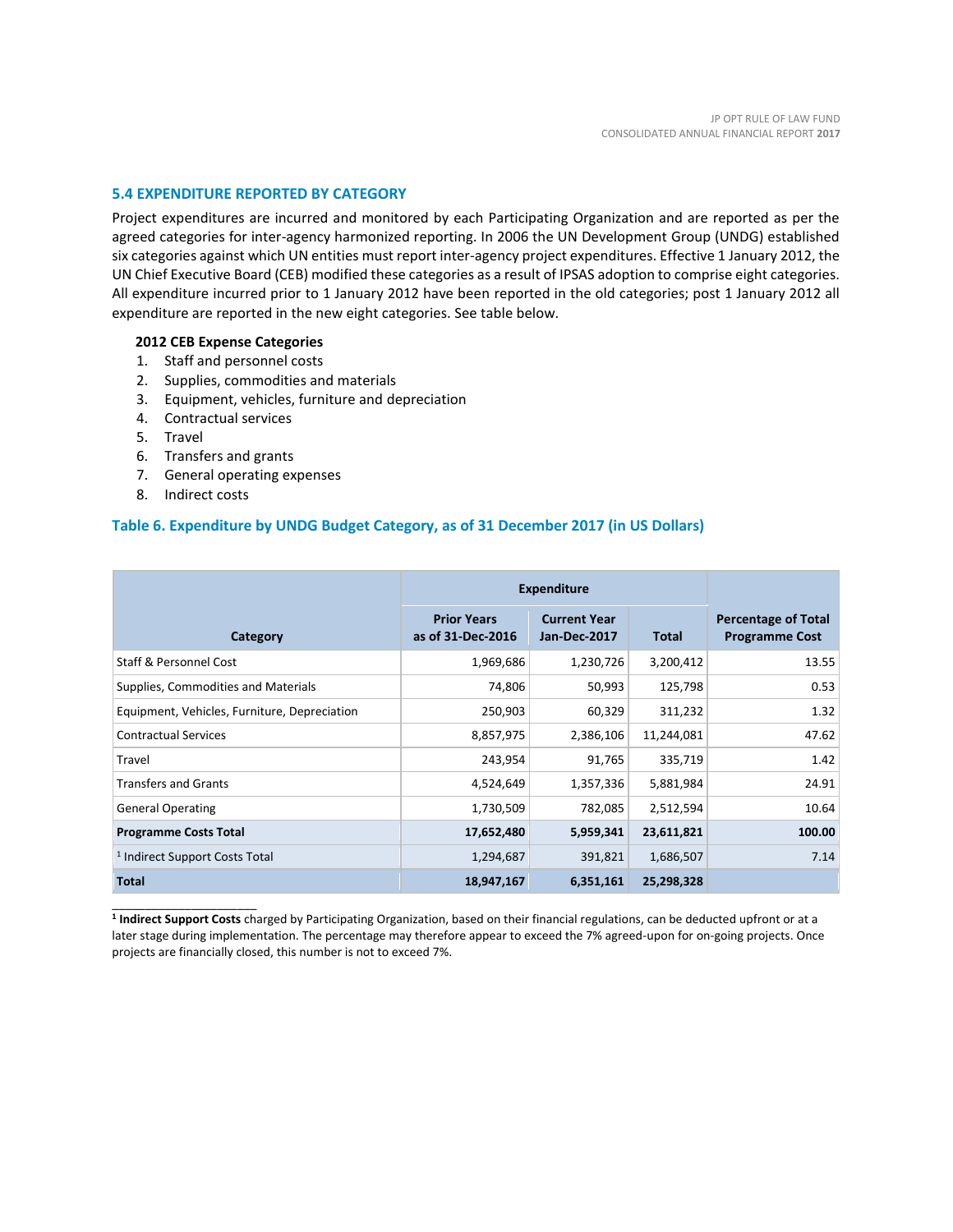## 5.4 EXPENDITURE REPORTED BY CATEGORY

Project expenditures are incurred and monitored by each Participating Organization and are reported as per the agreed categories for inter-agency harmonized reporting. In 2006 the UN Development Group (UNDG) established six categories against which UN entities must report inter-agency project expenditures. Effective 1 January 2012, the UN Chief Executive Board (CEB) modified these categories as a result of IPSAS adoption to comprise eight categories. All expenditure incurred prior to 1 January 2012 have been reported in the old categories; post 1 January 2012 all expenditure are reported in the new eight categories. See table below.

**2012 CEB Expense Categories**

1. Staff and personnel costs
2. Supplies, commodities and materials
3. Equipment, vehicles, furniture and depreciation
4. Contractual services
5. Travel
6. Transfers and grants
7. General operating expenses
8. Indirect costs

### Table 6. Expenditure by UNDG Budget Category, as of 31 December 2017 (in US Dollars)

| Category | Expenditure | | | Percentage of Total Programme Cost |
|---|---|---|---|---|
| | Prior Years as of 31-Dec-2016 | Current Year Jan-Dec-2017 | Total | |
| Staff & Personnel Cost | 1,969,686 | 1,230,726 | 3,200,412 | 13.55 |
| Supplies, Commodities and Materials | 74,806 | 50,993 | 125,798 | 0.53 |
| Equipment, Vehicles, Furniture, Depreciation | 250,903 | 60,329 | 311,232 | 1.32 |
| Contractual Services | 8,857,975 | 2,386,106 | 11,244,081 | 47.62 |
| Travel | 243,954 | 91,765 | 335,719 | 1.42 |
| Transfers and Grants | 4,524,649 | 1,357,336 | 5,881,984 | 24.91 |
| General Operating | 1,730,509 | 782,085 | 2,512,594 | 10.64 |
| **Programme Costs Total** | **17,652,480** | **5,959,341** | **23,611,821** | **100.00** |
| [1] Indirect Support Costs Total | 1,294,687 | 391,821 | 1,686,507 | 7.14 |
| **Total** | **18,947,167** | **6,351,161** | **25,298,328** | |

[1] **Indirect Support Costs** charged by Participating Organization, based on their financial regulations, can be deducted upfront or at a later stage during implementation. The percentage may therefore appear to exceed the 7% agreed-upon for on-going projects. Once projects are financially closed, this number is not to exceed 7%.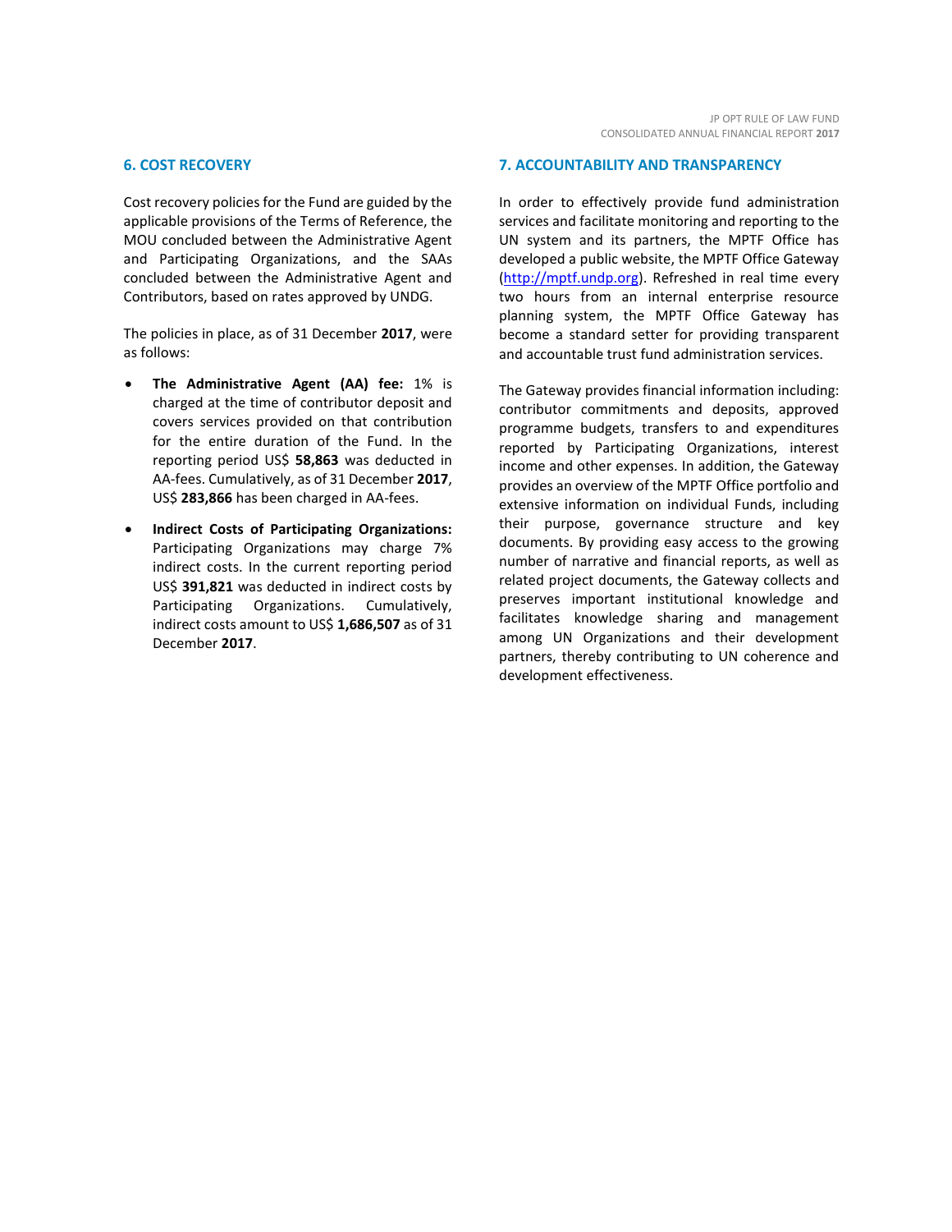## 6. COST RECOVERY

Cost recovery policies for the Fund are guided by the applicable provisions of the Terms of Reference, the MOU concluded between the Administrative Agent and Participating Organizations, and the SAAs concluded between the Administrative Agent and Contributors, based on rates approved by UNDG.

The policies in place, as of 31 December **2017**, were as follows:

- **The Administrative Agent (AA) fee:** 1% is charged at the time of contributor deposit and covers services provided on that contribution for the entire duration of the Fund. In the reporting period US$ **58,863** was deducted in AA-fees. Cumulatively, as of 31 December **2017**, US$ **283,866** has been charged in AA-fees.
- **Indirect Costs of Participating Organizations:** Participating Organizations may charge 7% indirect costs. In the current reporting period US$ **391,821** was deducted in indirect costs by Participating Organizations. Cumulatively, indirect costs amount to US$ **1,686,507** as of 31 December **2017**.

## 7. ACCOUNTABILITY AND TRANSPARENCY

In order to effectively provide fund administration services and facilitate monitoring and reporting to the UN system and its partners, the MPTF Office has developed a public website, the MPTF Office Gateway (http://mptf.undp.org). Refreshed in real time every two hours from an internal enterprise resource planning system, the MPTF Office Gateway has become a standard setter for providing transparent and accountable trust fund administration services.

The Gateway provides financial information including: contributor commitments and deposits, approved programme budgets, transfers to and expenditures reported by Participating Organizations, interest income and other expenses. In addition, the Gateway provides an overview of the MPTF Office portfolio and extensive information on individual Funds, including their purpose, governance structure and key documents. By providing easy access to the growing number of narrative and financial reports, as well as related project documents, the Gateway collects and preserves important institutional knowledge and facilitates knowledge sharing and management among UN Organizations and their development partners, thereby contributing to UN coherence and development effectiveness.